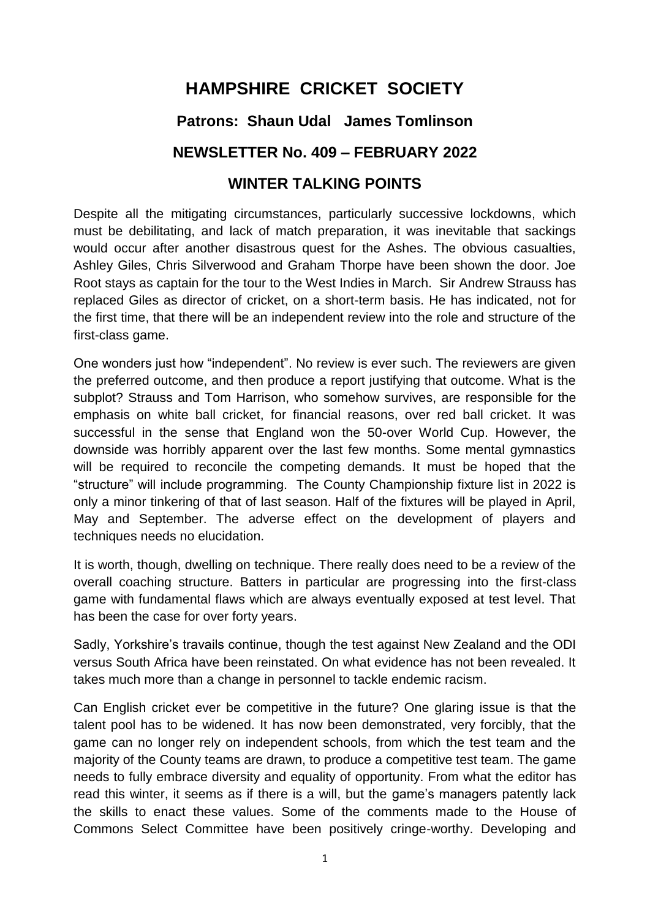# HAMPSHIRE CRICKET SOCIETY

## Patrons: Shaun Udal James Tomlinson

## NEWSLETTER No. 409 – FEBRUARY 2022

## WINTER TALKING POINTS

Despite all the mitigating circumstances, particularly successive lockdowns, which must be debilitating, and lack of match preparation, it was inevitable that sackings would occur after another disastrous quest for the Ashes. The obvious casualties, Ashley Giles, Chris Silverwood and Graham Thorpe have been shown the door. Joe Root stays as captain for the tour to the West Indies in March. Sir Andrew Strauss has replaced Giles as director of cricket, on a short-term basis. He has indicated, not for the first time, that there will be an independent review into the role and structure of the first-class game.

One wonders just how "independent". No review is ever such. The reviewers are given the preferred outcome, and then produce a report justifying that outcome. What is the subplot? Strauss and Tom Harrison, who somehow survives, are responsible for the emphasis on white ball cricket, for financial reasons, over red ball cricket. It was successful in the sense that England won the 50-over World Cup. However, the downside was horribly apparent over the last few months. Some mental gymnastics will be required to reconcile the competing demands. It must be hoped that the "structure" will include programming. The County Championship fixture list in 2022 is only a minor tinkering of that of last season. Half of the fixtures will be played in April, May and September. The adverse effect on the development of players and techniques needs no elucidation.

It is worth, though, dwelling on technique. There really does need to be a review of the overall coaching structure. Batters in particular are progressing into the first-class game with fundamental flaws which are always eventually exposed at test level. That has been the case for over forty years.

Sadly, Yorkshire's travails continue, though the test against New Zealand and the ODI versus South Africa have been reinstated. On what evidence has not been revealed. It takes much more than a change in personnel to tackle endemic racism.

Can English cricket ever be competitive in the future? One glaring issue is that the talent pool has to be widened. It has now been demonstrated, very forcibly, that the game can no longer rely on independent schools, from which the test team and the majority of the County teams are drawn, to produce a competitive test team. The game needs to fully embrace diversity and equality of opportunity. From what the editor has read this winter, it seems as if there is a will, but the game's managers patently lack the skills to enact these values. Some of the comments made to the House of Commons Select Committee have been positively cringe-worthy. Developing and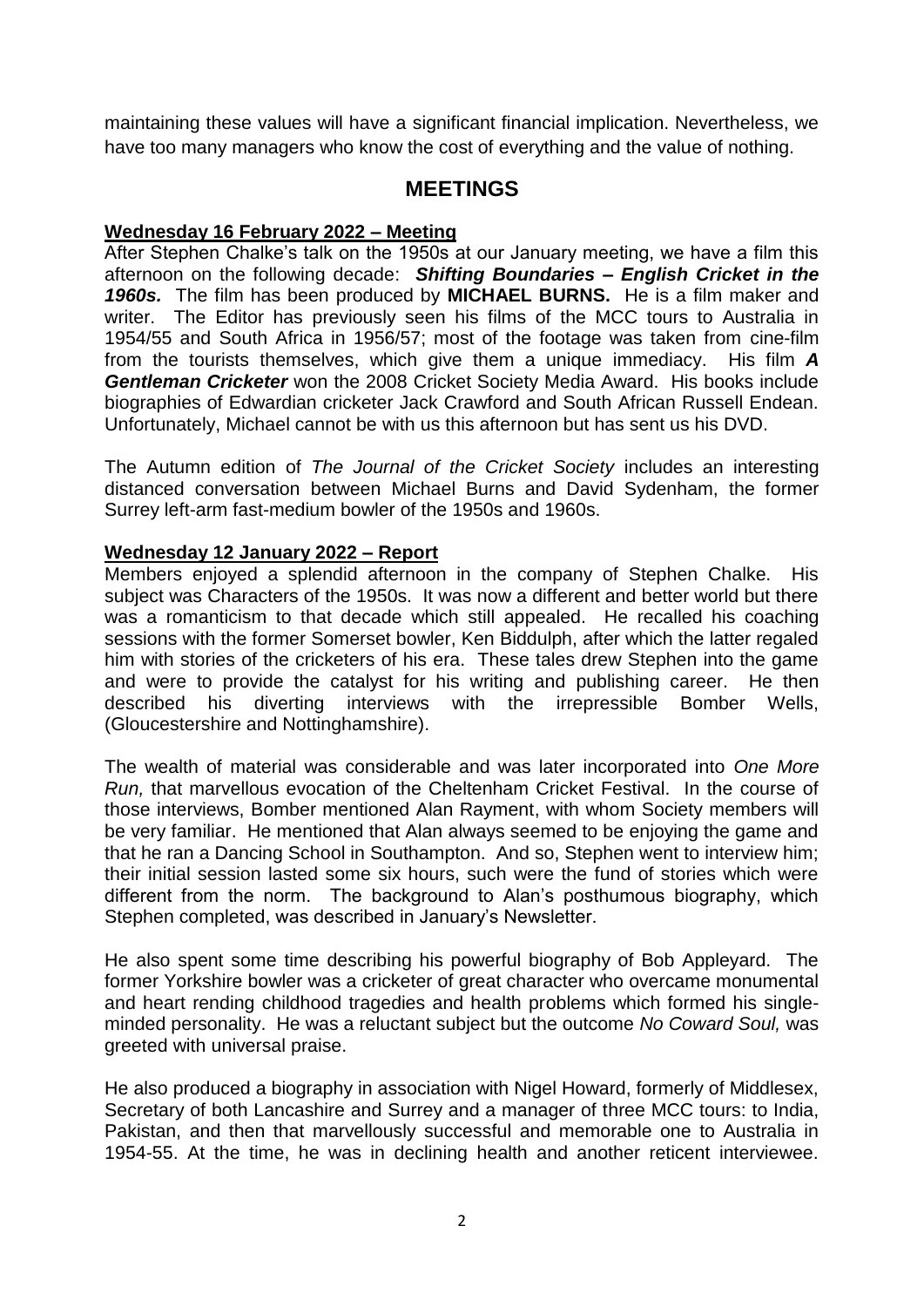maintaining these values will have a significant financial implication. Nevertheless, we have too many managers who know the cost of everything and the value of nothing.

## MEETINGS

**Wednesday 16 February 2022 – Meeting**

After Stephen Chalke's talk on the 1950s at our January meeting, we have a film this afternoon on the following decade: ***Shifting Boundaries – English Cricket in the 1960s.*** The film has been produced by **MICHAEL BURNS.** He is a film maker and writer. The Editor has previously seen his films of the MCC tours to Australia in 1954/55 and South Africa in 1956/57; most of the footage was taken from cine-film from the tourists themselves, which give them a unique immediacy. His film ***A Gentleman Cricketer*** won the 2008 Cricket Society Media Award. His books include biographies of Edwardian cricketer Jack Crawford and South African Russell Endean. Unfortunately, Michael cannot be with us this afternoon but has sent us his DVD.

The Autumn edition of *The Journal of the Cricket Society* includes an interesting distanced conversation between Michael Burns and David Sydenham, the former Surrey left-arm fast-medium bowler of the 1950s and 1960s.

**Wednesday 12 January 2022 – Report**

Members enjoyed a splendid afternoon in the company of Stephen Chalke. His subject was Characters of the 1950s. It was now a different and better world but there was a romanticism to that decade which still appealed. He recalled his coaching sessions with the former Somerset bowler, Ken Biddulph, after which the latter regaled him with stories of the cricketers of his era. These tales drew Stephen into the game and were to provide the catalyst for his writing and publishing career. He then described his diverting interviews with the irrepressible Bomber Wells, (Gloucestershire and Nottinghamshire).

The wealth of material was considerable and was later incorporated into *One More Run,* that marvellous evocation of the Cheltenham Cricket Festival. In the course of those interviews, Bomber mentioned Alan Rayment, with whom Society members will be very familiar. He mentioned that Alan always seemed to be enjoying the game and that he ran a Dancing School in Southampton. And so, Stephen went to interview him; their initial session lasted some six hours, such were the fund of stories which were different from the norm. The background to Alan's posthumous biography, which Stephen completed, was described in January's Newsletter.

He also spent some time describing his powerful biography of Bob Appleyard. The former Yorkshire bowler was a cricketer of great character who overcame monumental and heart rending childhood tragedies and health problems which formed his single-minded personality. He was a reluctant subject but the outcome *No Coward Soul,* was greeted with universal praise.

He also produced a biography in association with Nigel Howard, formerly of Middlesex, Secretary of both Lancashire and Surrey and a manager of three MCC tours: to India, Pakistan, and then that marvellously successful and memorable one to Australia in 1954-55. At the time, he was in declining health and another reticent interviewee.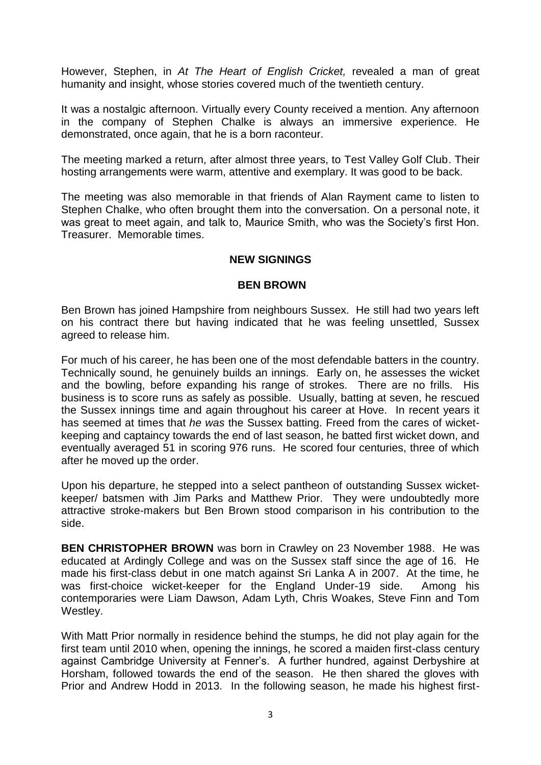However, Stephen, in *At The Heart of English Cricket,* revealed a man of great humanity and insight, whose stories covered much of the twentieth century.

It was a nostalgic afternoon. Virtually every County received a mention. Any afternoon in the company of Stephen Chalke is always an immersive experience. He demonstrated, once again, that he is a born raconteur.

The meeting marked a return, after almost three years, to Test Valley Golf Club. Their hosting arrangements were warm, attentive and exemplary. It was good to be back.

The meeting was also memorable in that friends of Alan Rayment came to listen to Stephen Chalke, who often brought them into the conversation. On a personal note, it was great to meet again, and talk to, Maurice Smith, who was the Society's first Hon. Treasurer. Memorable times.

## NEW SIGNINGS

### BEN BROWN

Ben Brown has joined Hampshire from neighbours Sussex. He still had two years left on his contract there but having indicated that he was feeling unsettled, Sussex agreed to release him.

For much of his career, he has been one of the most defendable batters in the country. Technically sound, he genuinely builds an innings. Early on, he assesses the wicket and the bowling, before expanding his range of strokes. There are no frills. His business is to score runs as safely as possible. Usually, batting at seven, he rescued the Sussex innings time and again throughout his career at Hove. In recent years it has seemed at times that *he was* the Sussex batting. Freed from the cares of wicket-keeping and captaincy towards the end of last season, he batted first wicket down, and eventually averaged 51 in scoring 976 runs. He scored four centuries, three of which after he moved up the order.

Upon his departure, he stepped into a select pantheon of outstanding Sussex wicket-keeper/ batsmen with Jim Parks and Matthew Prior. They were undoubtedly more attractive stroke-makers but Ben Brown stood comparison in his contribution to the side.

**BEN CHRISTOPHER BROWN** was born in Crawley on 23 November 1988. He was educated at Ardingly College and was on the Sussex staff since the age of 16. He made his first-class debut in one match against Sri Lanka A in 2007. At the time, he was first-choice wicket-keeper for the England Under-19 side. Among his contemporaries were Liam Dawson, Adam Lyth, Chris Woakes, Steve Finn and Tom Westley.

With Matt Prior normally in residence behind the stumps, he did not play again for the first team until 2010 when, opening the innings, he scored a maiden first-class century against Cambridge University at Fenner's. A further hundred, against Derbyshire at Horsham, followed towards the end of the season. He then shared the gloves with Prior and Andrew Hodd in 2013. In the following season, he made his highest first-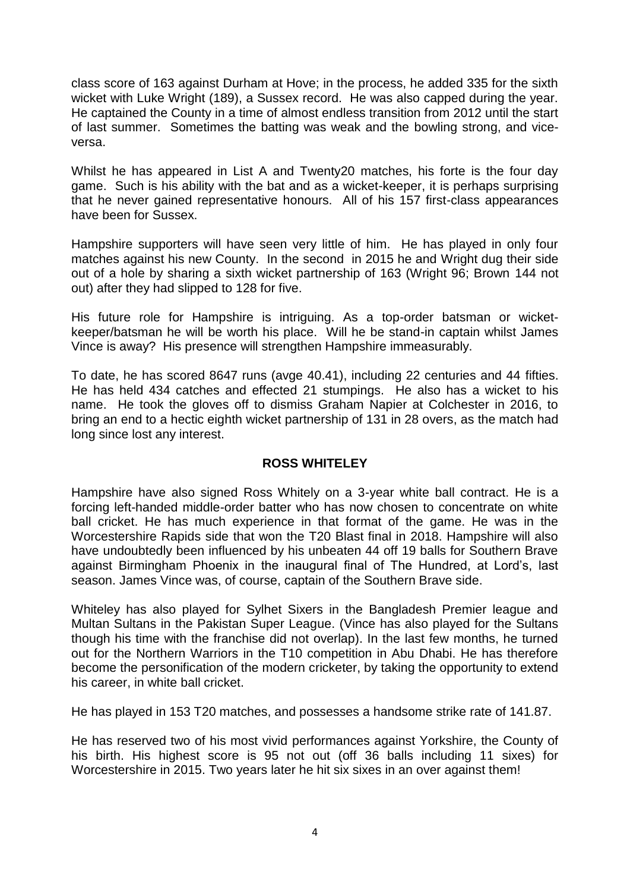class score of 163 against Durham at Hove; in the process, he added 335 for the sixth wicket with Luke Wright (189), a Sussex record. He was also capped during the year. He captained the County in a time of almost endless transition from 2012 until the start of last summer. Sometimes the batting was weak and the bowling strong, and vice-versa.

Whilst he has appeared in List A and Twenty20 matches, his forte is the four day game. Such is his ability with the bat and as a wicket-keeper, it is perhaps surprising that he never gained representative honours. All of his 157 first-class appearances have been for Sussex.

Hampshire supporters will have seen very little of him. He has played in only four matches against his new County. In the second in 2015 he and Wright dug their side out of a hole by sharing a sixth wicket partnership of 163 (Wright 96; Brown 144 not out) after they had slipped to 128 for five.

His future role for Hampshire is intriguing. As a top-order batsman or wicket-keeper/batsman he will be worth his place. Will he be stand-in captain whilst James Vince is away? His presence will strengthen Hampshire immeasurably.

To date, he has scored 8647 runs (avge 40.41), including 22 centuries and 44 fifties. He has held 434 catches and effected 21 stumpings. He also has a wicket to his name. He took the gloves off to dismiss Graham Napier at Colchester in 2016, to bring an end to a hectic eighth wicket partnership of 131 in 28 overs, as the match had long since lost any interest.

## ROSS WHITELEY

Hampshire have also signed Ross Whitely on a 3-year white ball contract. He is a forcing left-handed middle-order batter who has now chosen to concentrate on white ball cricket. He has much experience in that format of the game. He was in the Worcestershire Rapids side that won the T20 Blast final in 2018. Hampshire will also have undoubtedly been influenced by his unbeaten 44 off 19 balls for Southern Brave against Birmingham Phoenix in the inaugural final of The Hundred, at Lord's, last season. James Vince was, of course, captain of the Southern Brave side.

Whiteley has also played for Sylhet Sixers in the Bangladesh Premier league and Multan Sultans in the Pakistan Super League. (Vince has also played for the Sultans though his time with the franchise did not overlap). In the last few months, he turned out for the Northern Warriors in the T10 competition in Abu Dhabi. He has therefore become the personification of the modern cricketer, by taking the opportunity to extend his career, in white ball cricket.

He has played in 153 T20 matches, and possesses a handsome strike rate of 141.87.

He has reserved two of his most vivid performances against Yorkshire, the County of his birth. His highest score is 95 not out (off 36 balls including 11 sixes) for Worcestershire in 2015. Two years later he hit six sixes in an over against them!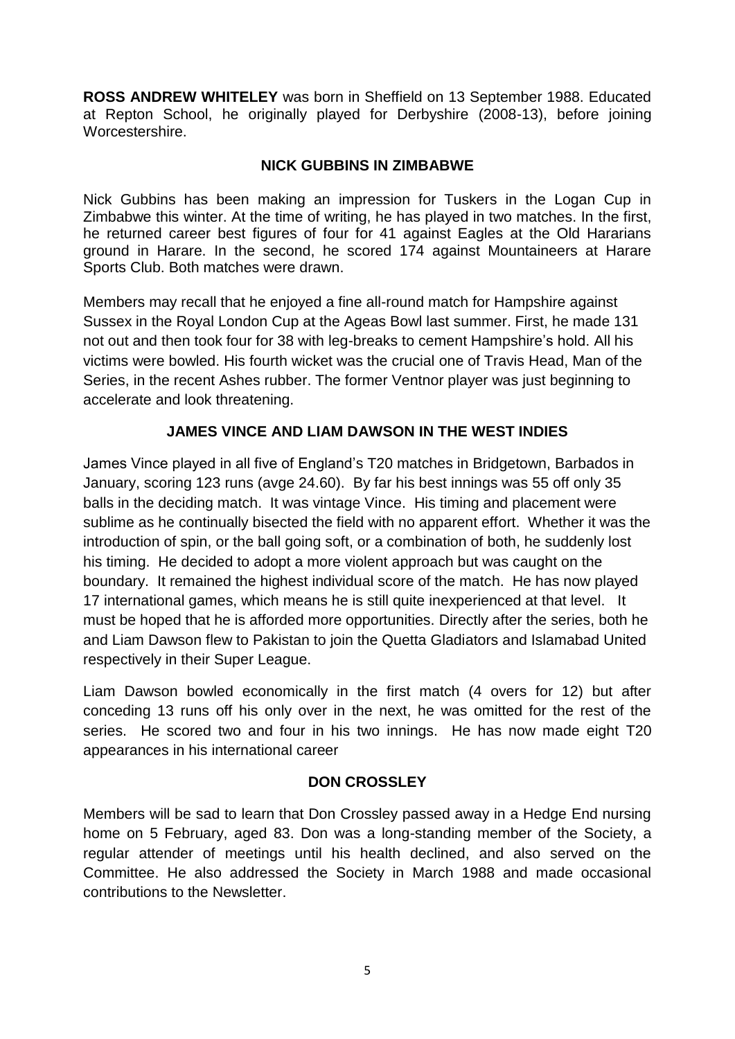**ROSS ANDREW WHITELEY** was born in Sheffield on 13 September 1988. Educated at Repton School, he originally played for Derbyshire (2008-13), before joining Worcestershire.

## NICK GUBBINS IN ZIMBABWE

Nick Gubbins has been making an impression for Tuskers in the Logan Cup in Zimbabwe this winter. At the time of writing, he has played in two matches. In the first, he returned career best figures of four for 41 against Eagles at the Old Hararians ground in Harare. In the second, he scored 174 against Mountaineers at Harare Sports Club. Both matches were drawn.

Members may recall that he enjoyed a fine all-round match for Hampshire against Sussex in the Royal London Cup at the Ageas Bowl last summer. First, he made 131 not out and then took four for 38 with leg-breaks to cement Hampshire's hold. All his victims were bowled. His fourth wicket was the crucial one of Travis Head, Man of the Series, in the recent Ashes rubber. The former Ventnor player was just beginning to accelerate and look threatening.

## JAMES VINCE AND LIAM DAWSON IN THE WEST INDIES

James Vince played in all five of England's T20 matches in Bridgetown, Barbados in January, scoring 123 runs (avge 24.60). By far his best innings was 55 off only 35 balls in the deciding match. It was vintage Vince. His timing and placement were sublime as he continually bisected the field with no apparent effort. Whether it was the introduction of spin, or the ball going soft, or a combination of both, he suddenly lost his timing. He decided to adopt a more violent approach but was caught on the boundary. It remained the highest individual score of the match. He has now played 17 international games, which means he is still quite inexperienced at that level. It must be hoped that he is afforded more opportunities. Directly after the series, both he and Liam Dawson flew to Pakistan to join the Quetta Gladiators and Islamabad United respectively in their Super League.

Liam Dawson bowled economically in the first match (4 overs for 12) but after conceding 13 runs off his only over in the next, he was omitted for the rest of the series. He scored two and four in his two innings. He has now made eight T20 appearances in his international career

## DON CROSSLEY

Members will be sad to learn that Don Crossley passed away in a Hedge End nursing home on 5 February, aged 83. Don was a long-standing member of the Society, a regular attender of meetings until his health declined, and also served on the Committee. He also addressed the Society in March 1988 and made occasional contributions to the Newsletter.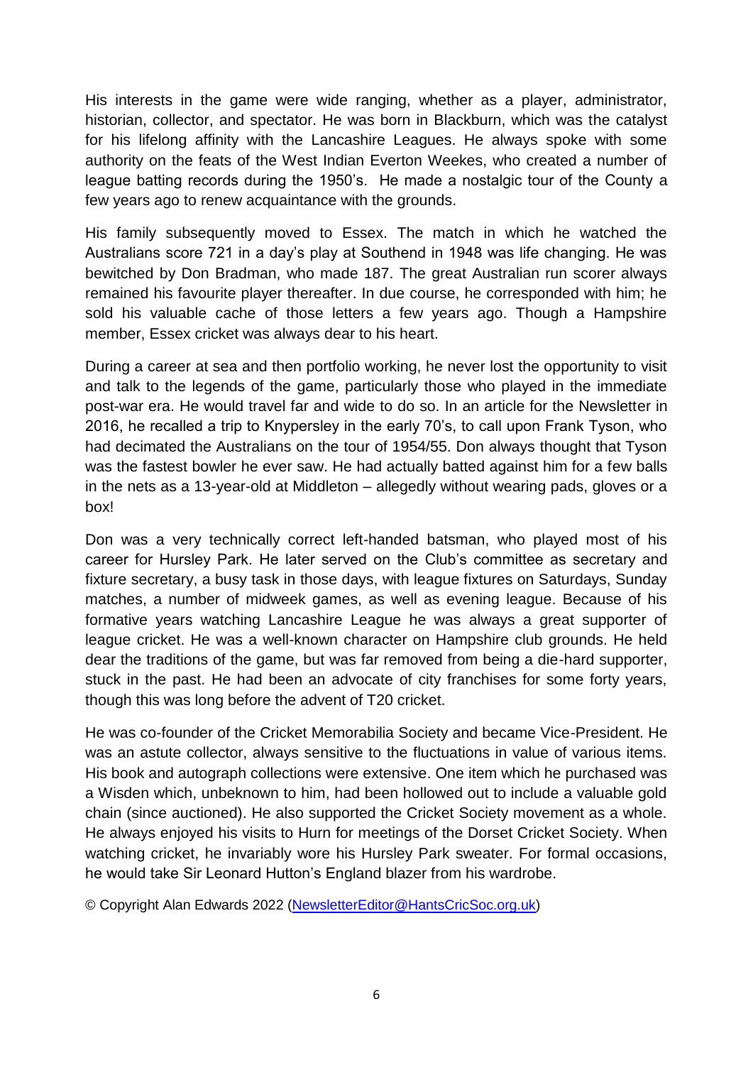His interests in the game were wide ranging, whether as a player, administrator, historian, collector, and spectator. He was born in Blackburn, which was the catalyst for his lifelong affinity with the Lancashire Leagues. He always spoke with some authority on the feats of the West Indian Everton Weekes, who created a number of league batting records during the 1950's. He made a nostalgic tour of the County a few years ago to renew acquaintance with the grounds.

His family subsequently moved to Essex. The match in which he watched the Australians score 721 in a day's play at Southend in 1948 was life changing. He was bewitched by Don Bradman, who made 187. The great Australian run scorer always remained his favourite player thereafter. In due course, he corresponded with him; he sold his valuable cache of those letters a few years ago. Though a Hampshire member, Essex cricket was always dear to his heart.

During a career at sea and then portfolio working, he never lost the opportunity to visit and talk to the legends of the game, particularly those who played in the immediate post-war era. He would travel far and wide to do so. In an article for the Newsletter in 2016, he recalled a trip to Knypersley in the early 70's, to call upon Frank Tyson, who had decimated the Australians on the tour of 1954/55. Don always thought that Tyson was the fastest bowler he ever saw. He had actually batted against him for a few balls in the nets as a 13-year-old at Middleton – allegedly without wearing pads, gloves or a box!

Don was a very technically correct left-handed batsman, who played most of his career for Hursley Park. He later served on the Club's committee as secretary and fixture secretary, a busy task in those days, with league fixtures on Saturdays, Sunday matches, a number of midweek games, as well as evening league. Because of his formative years watching Lancashire League he was always a great supporter of league cricket. He was a well-known character on Hampshire club grounds. He held dear the traditions of the game, but was far removed from being a die-hard supporter, stuck in the past. He had been an advocate of city franchises for some forty years, though this was long before the advent of T20 cricket.

He was co-founder of the Cricket Memorabilia Society and became Vice-President. He was an astute collector, always sensitive to the fluctuations in value of various items. His book and autograph collections were extensive. One item which he purchased was a Wisden which, unbeknown to him, had been hollowed out to include a valuable gold chain (since auctioned). He also supported the Cricket Society movement as a whole. He always enjoyed his visits to Hurn for meetings of the Dorset Cricket Society. When watching cricket, he invariably wore his Hursley Park sweater. For formal occasions, he would take Sir Leonard Hutton's England blazer from his wardrobe.

© Copyright Alan Edwards 2022 (NewsletterEditor@HantsCricSoc.org.uk)